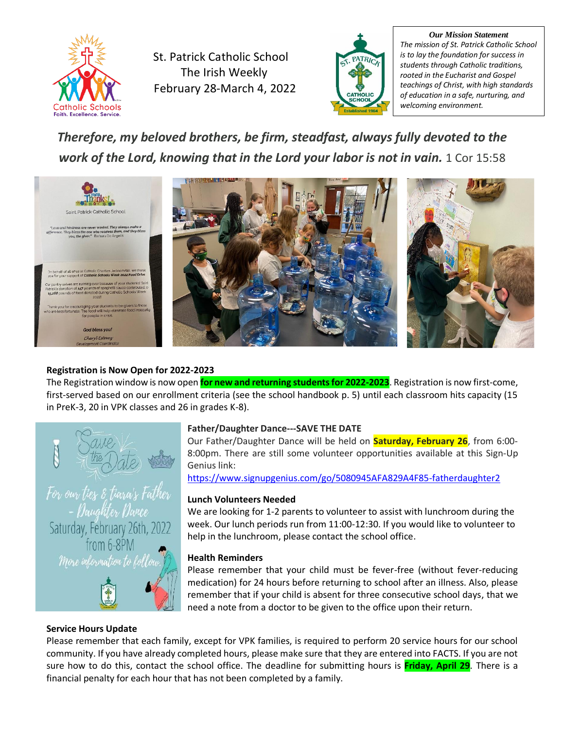St. Patrick Catholic School
The Irish Weekly
February 28-March 4, 2022

**Our Mission Statement**

*The mission of St. Patrick Catholic School is to lay the foundation for success in students through Catholic traditions, rooted in the Eucharist and Gospel teachings of Christ, with high standards of education in a safe, nurturing, and welcoming environment.*

***Therefore, my beloved brothers, be firm, steadfast, always fully devoted to the work of the Lord, knowing that in the Lord your labor is not in vain.*** 1 Cor 15:58

**Registration is Now Open for 2022-2023**

The Registration window is now open **for new and returning students for 2022-2023**. Registration is now first-come, first-served based on our enrollment criteria (see the school handbook p. 5) until each classroom hits capacity (15 in PreK-3, 20 in VPK classes and 26 in grades K-8).

**Father/Daughter Dance---SAVE THE DATE**

Our Father/Daughter Dance will be held on **Saturday, February 26**, from 6:00-8:00pm. There are still some volunteer opportunities available at this Sign-Up Genius link:

https://www.signupgenius.com/go/5080945AFA829A4F85-fatherdaughter2

**Lunch Volunteers Needed**

We are looking for 1-2 parents to volunteer to assist with lunchroom during the week. Our lunch periods run from 11:00-12:30. If you would like to volunteer to help in the lunchroom, please contact the school office.

**Health Reminders**

Please remember that your child must be fever-free (without fever-reducing medication) for 24 hours before returning to school after an illness. Also, please remember that if your child is absent for three consecutive school days, that we need a note from a doctor to be given to the office upon their return.

**Service Hours Update**

Please remember that each family, except for VPK families, is required to perform 20 service hours for our school community. If you have already completed hours, please make sure that they are entered into FACTS. If you are not sure how to do this, contact the school office. The deadline for submitting hours is **Friday, April 29**. There is a financial penalty for each hour that has not been completed by a family.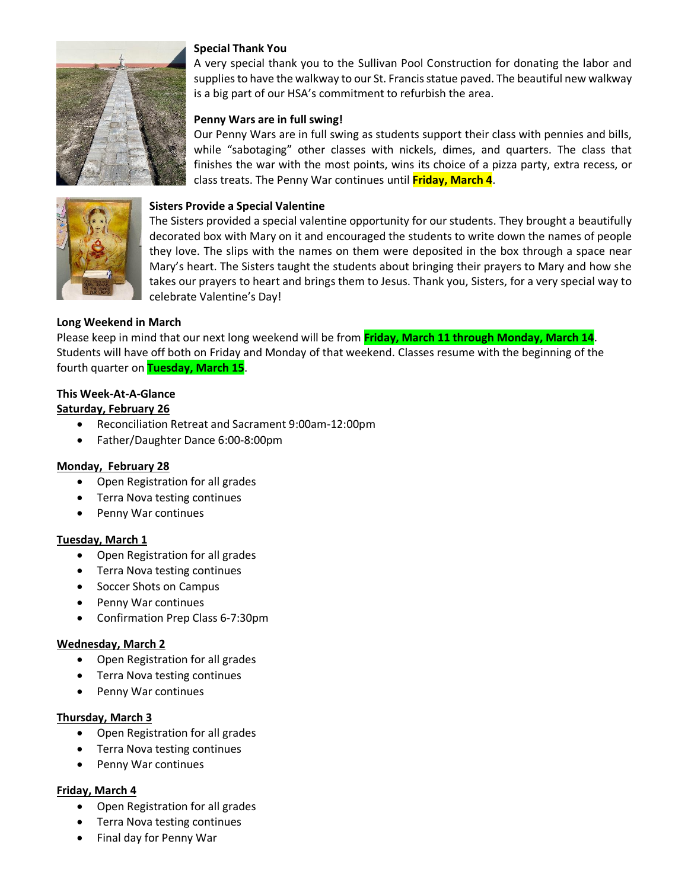**Special Thank You**

A very special thank you to the Sullivan Pool Construction for donating the labor and supplies to have the walkway to our St. Francis statue paved. The beautiful new walkway is a big part of our HSA's commitment to refurbish the area.

**Penny Wars are in full swing!**

Our Penny Wars are in full swing as students support their class with pennies and bills, while "sabotaging" other classes with nickels, dimes, and quarters. The class that finishes the war with the most points, wins its choice of a pizza party, extra recess, or class treats. The Penny War continues until **Friday, March 4**.

**Sisters Provide a Special Valentine**

The Sisters provided a special valentine opportunity for our students. They brought a beautifully decorated box with Mary on it and encouraged the students to write down the names of people they love. The slips with the names on them were deposited in the box through a space near Mary's heart. The Sisters taught the students about bringing their prayers to Mary and how she takes our prayers to heart and brings them to Jesus. Thank you, Sisters, for a very special way to celebrate Valentine's Day!

**Long Weekend in March**

Please keep in mind that our next long weekend will be from **Friday, March 11 through Monday, March 14**. Students will have off both on Friday and Monday of that weekend. Classes resume with the beginning of the fourth quarter on **Tuesday, March 15**.

**This Week-At-A-Glance**

**Saturday, February 26**

- Reconciliation Retreat and Sacrament 9:00am-12:00pm
- Father/Daughter Dance 6:00-8:00pm

**Monday, February 28**

- Open Registration for all grades
- Terra Nova testing continues
- Penny War continues

**Tuesday, March 1**

- Open Registration for all grades
- Terra Nova testing continues
- Soccer Shots on Campus
- Penny War continues
- Confirmation Prep Class 6-7:30pm

**Wednesday, March 2**

- Open Registration for all grades
- Terra Nova testing continues
- Penny War continues

**Thursday, March 3**

- Open Registration for all grades
- Terra Nova testing continues
- Penny War continues

**Friday, March 4**

- Open Registration for all grades
- Terra Nova testing continues
- Final day for Penny War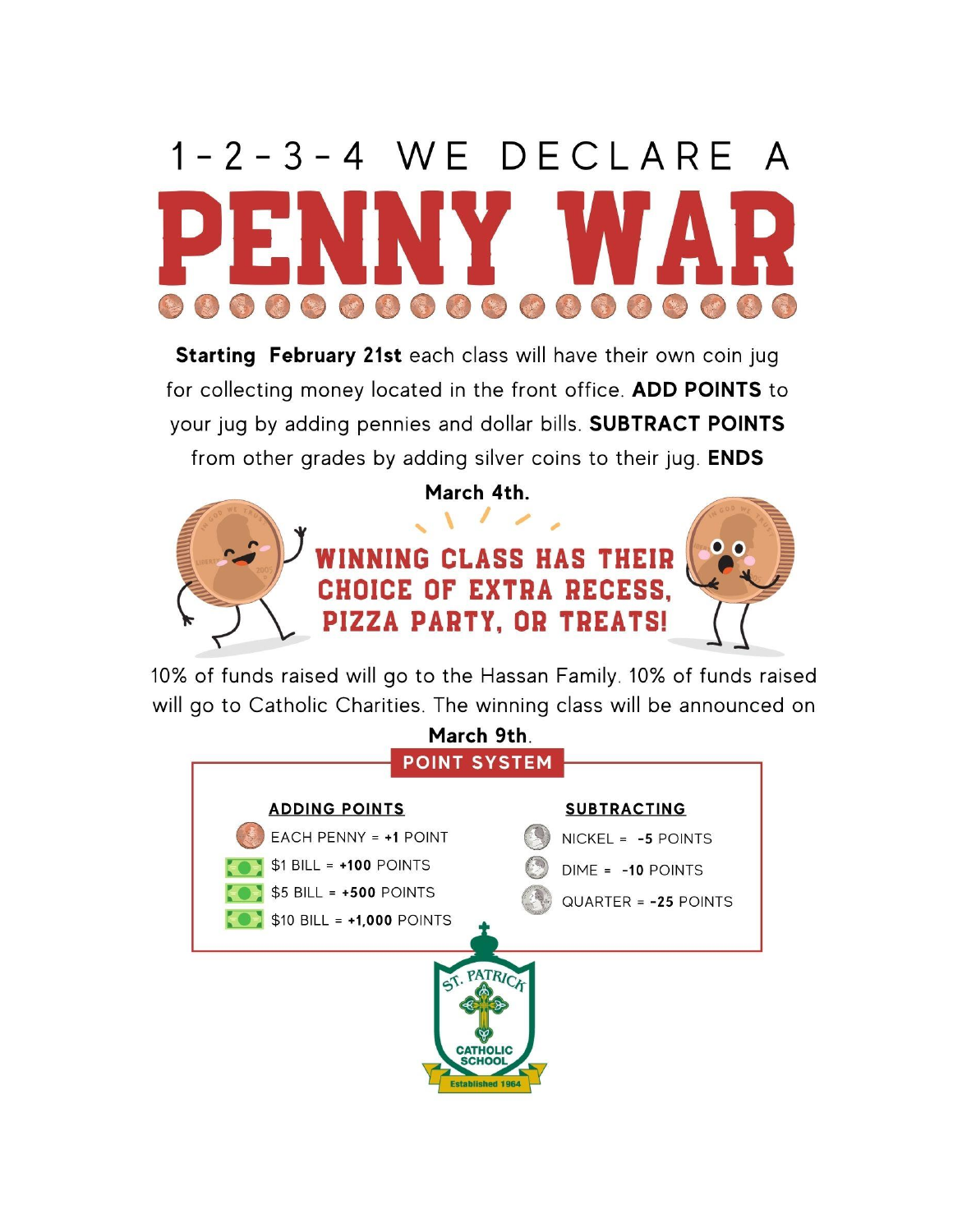1-2-3-4 WE DECLARE A

# PENNY WAR

**Starting February 21st** each class will have their own coin jug for collecting money located in the front office. **ADD POINTS** to your jug by adding pennies and dollar bills. **SUBTRACT POINTS** from other grades by adding silver coins to their jug. **ENDS March 4th.**

## WINNING CLASS HAS THEIR CHOICE OF EXTRA RECESS, PIZZA PARTY, OR TREATS!

10% of funds raised will go to the Hassan Family. 10% of funds raised will go to Catholic Charities. The winning class will be announced on **March 9th**.

### POINT SYSTEM

**ADDING POINTS**

- EACH PENNY = **+1** POINT
- $1 BILL = **+100** POINTS
- $5 BILL = **+500** POINTS
- $10 BILL = **+1,000** POINTS

**SUBTRACTING**

- NICKEL = **-5** POINTS
- DIME = **-10** POINTS
- QUARTER = **-25** POINTS

ST. PATRICK CATHOLIC SCHOOL

Established 1964